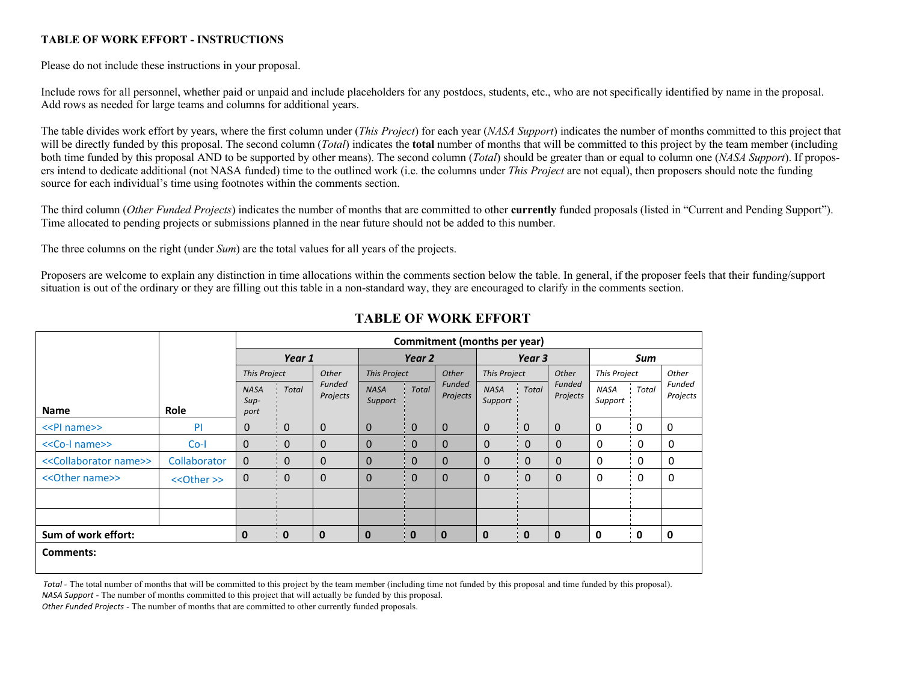**TABLE OF WORK EFFORT - INSTRUCTIONS**

Please do not include these instructions in your proposal.

Include rows for all personnel, whether paid or unpaid and include placeholders for any postdocs, students, etc., who are not specifically identified by name in the proposal. Add rows as needed for large teams and columns for additional years.

The table divides work effort by years, where the first column under (*This Project*) for each year (*NASA Support*) indicates the number of months committed to this project that will be directly funded by this proposal. The second column (*Total*) indicates the **total** number of months that will be committed to this project by the team member (including both time funded by this proposal AND to be supported by other means). The second column (*Total*) should be greater than or equal to column one (*NASA Support*). If proposers intend to dedicate additional (not NASA funded) time to the outlined work (i.e. the columns under *This Project* are not equal), then proposers should note the funding source for each individual's time using footnotes within the comments section.

The third column (*Other Funded Projects*) indicates the number of months that are committed to other **currently** funded proposals (listed in "Current and Pending Support"). Time allocated to pending projects or submissions planned in the near future should not be added to this number.

The three columns on the right (under *Sum*) are the total values for all years of the projects.

Proposers are welcome to explain any distinction in time allocations within the comments section below the table. In general, if the proposer feels that their funding/support situation is out of the ordinary or they are filling out this table in a non-standard way, they are encouraged to clarify in the comments section.

## TABLE OF WORK EFFORT

| | | **Commitment (months per year)** | | | | | | | | | | | |
|---|---|---|---|---|---|---|---|---|---|---|---|---|---|
| | | ***Year 1*** | | | ***Year 2*** | | | ***Year 3*** | | | ***Sum*** | | |
| | | *This Project* | | *Other Funded Projects* | *This Project* | | *Other Funded Projects* | *This Project* | | *Other Funded Projects* | *This Project* | | *Other Funded Projects* |
| **Name** | **Role** | *NASA Support* | *Total* | | *NASA Support* | *Total* | | *NASA Support* | *Total* | | *NASA Support* | *Total* | |
| <<PI name>> | PI | 0 | 0 | 0 | 0 | 0 | 0 | 0 | 0 | 0 | 0 | 0 | 0 |
| <<Co-I name>> | Co-I | 0 | 0 | 0 | 0 | 0 | 0 | 0 | 0 | 0 | 0 | 0 | 0 |
| <<Collaborator name>> | Collaborator | 0 | 0 | 0 | 0 | 0 | 0 | 0 | 0 | 0 | 0 | 0 | 0 |
| <<Other name>> | <<Other >> | 0 | 0 | 0 | 0 | 0 | 0 | 0 | 0 | 0 | 0 | 0 | 0 |
| | | | | | | | | | | | | | |
| | | | | | | | | | | | | | |
| **Sum of work effort:** | | **0** | **0** | **0** | **0** | **0** | **0** | **0** | **0** | **0** | **0** | **0** | **0** |
| **Comments:** | | | | | | | | | | | | | |

*Total* - The total number of months that will be committed to this project by the team member (including time not funded by this proposal and time funded by this proposal).
*NASA Support* - The number of months committed to this project that will actually be funded by this proposal.
*Other Funded Projects* - The number of months that are committed to other currently funded proposals.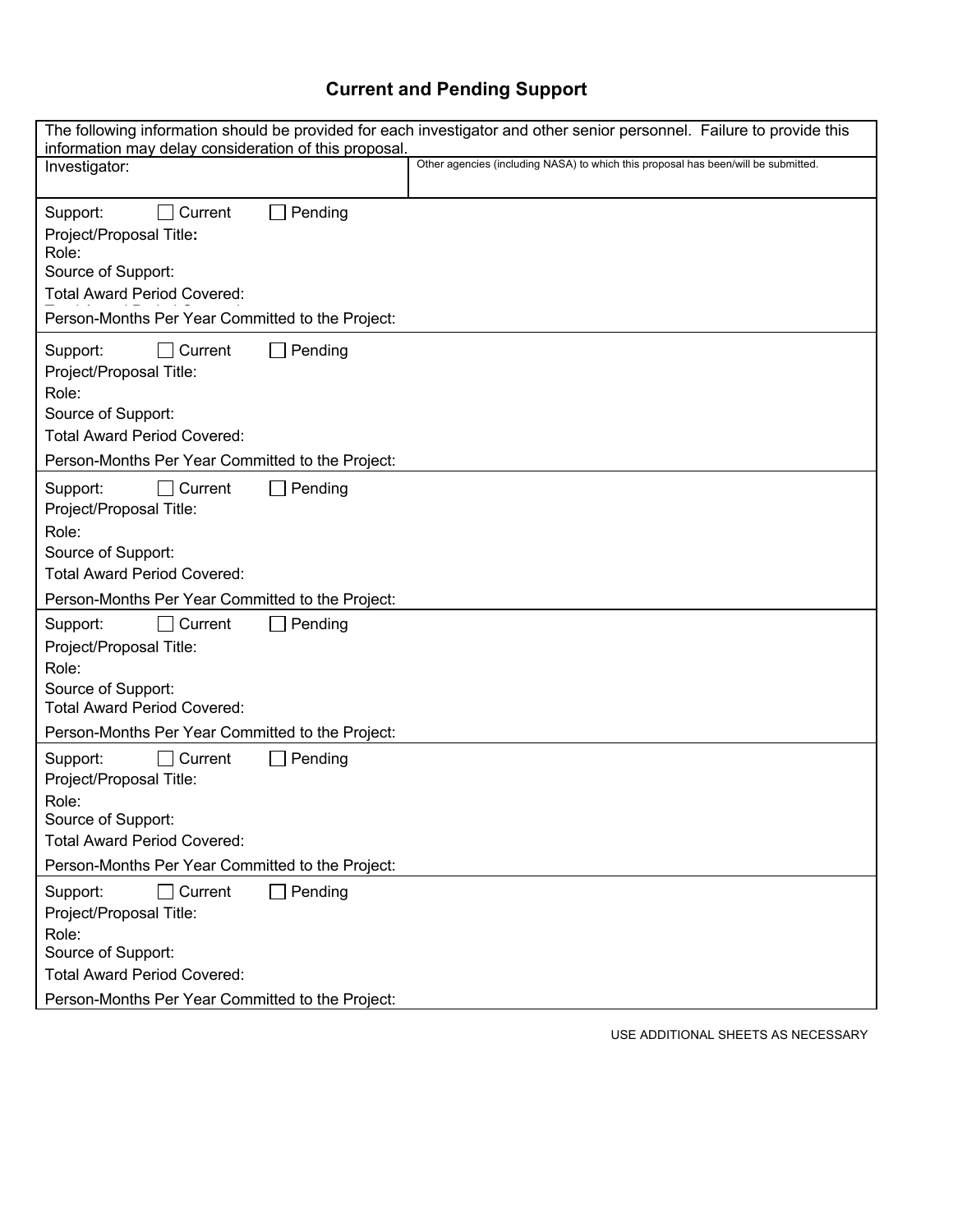# Current and Pending Support

The following information should be provided for each investigator and other senior personnel. Failure to provide this information may delay consideration of this proposal.

| Investigator: | Other agencies (including NASA) to which this proposal has been/will be submitted. |
|---|---|
| | |

Support: ☐ Current ☐ Pending
Project/Proposal Title:
Role:
Source of Support:
Total Award Period Covered:
Person-Months Per Year Committed to the Project:

---

Support: ☐ Current ☐ Pending
Project/Proposal Title:
Role:
Source of Support:
Total Award Period Covered:
Person-Months Per Year Committed to the Project:

---

Support: ☐ Current ☐ Pending
Project/Proposal Title:
Role:
Source of Support:
Total Award Period Covered:
Person-Months Per Year Committed to the Project:

---

Support: ☐ Current ☐ Pending
Project/Proposal Title:
Role:
Source of Support:
Total Award Period Covered:
Person-Months Per Year Committed to the Project:

---

Support: ☐ Current ☐ Pending
Project/Proposal Title:
Role:
Source of Support:
Total Award Period Covered:
Person-Months Per Year Committed to the Project:

---

Support: ☐ Current ☐ Pending
Project/Proposal Title:
Role:
Source of Support:
Total Award Period Covered:
Person-Months Per Year Committed to the Project:

USE ADDITIONAL SHEETS AS NECESSARY